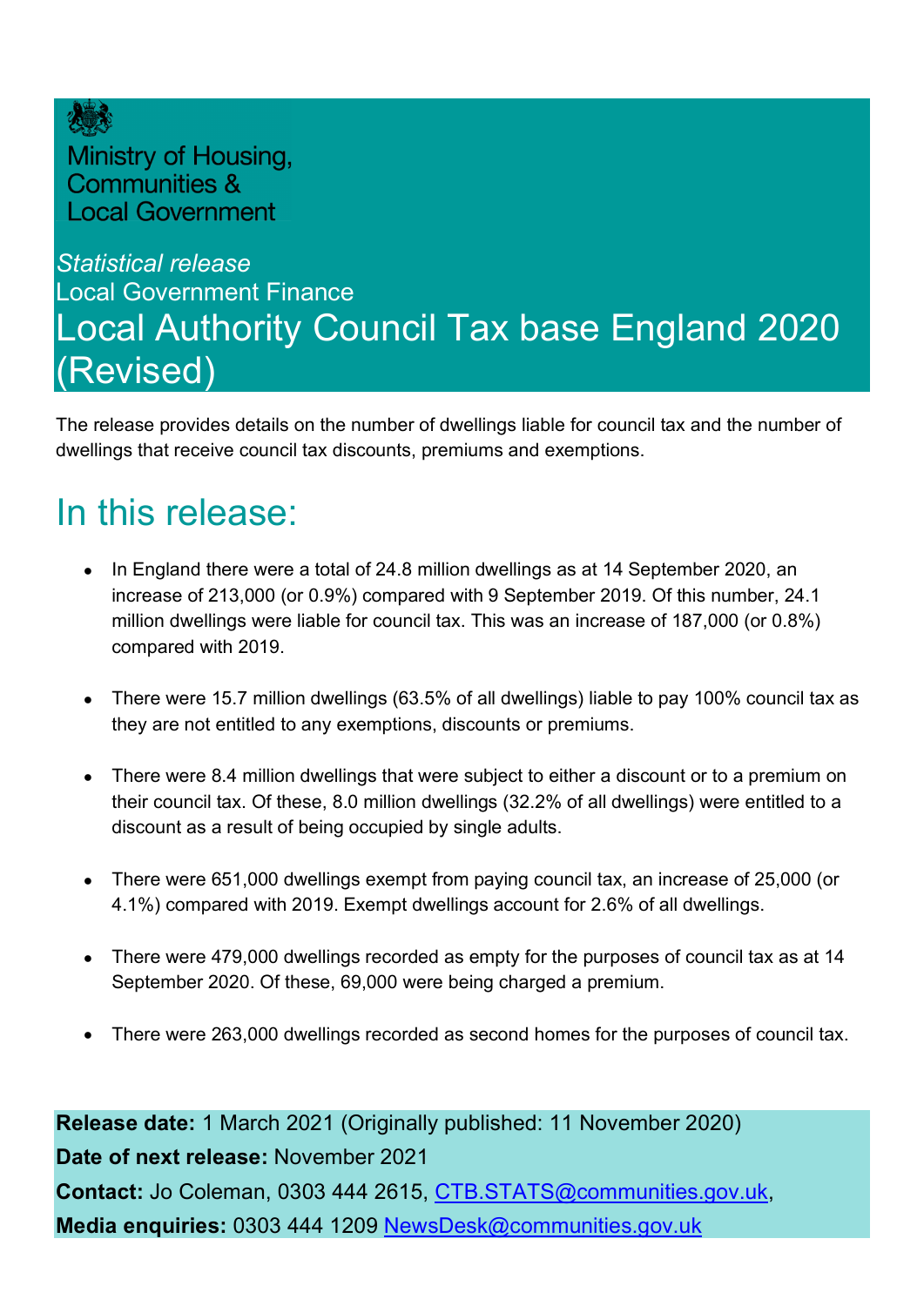Ministry of Housing, Communities & Local Government

*Statistical release*

Local Government Finance

# Local Authority Council Tax base England 2020 (Revised)

The release provides details on the number of dwellings liable for council tax and the number of dwellings that receive council tax discounts, premiums and exemptions.

## In this release:

- In England there were a total of 24.8 million dwellings as at 14 September 2020, an increase of 213,000 (or 0.9%) compared with 9 September 2019. Of this number, 24.1 million dwellings were liable for council tax. This was an increase of 187,000 (or 0.8%) compared with 2019.
- There were 15.7 million dwellings (63.5% of all dwellings) liable to pay 100% council tax as they are not entitled to any exemptions, discounts or premiums.
- There were 8.4 million dwellings that were subject to either a discount or to a premium on their council tax. Of these, 8.0 million dwellings (32.2% of all dwellings) were entitled to a discount as a result of being occupied by single adults.
- There were 651,000 dwellings exempt from paying council tax, an increase of 25,000 (or 4.1%) compared with 2019. Exempt dwellings account for 2.6% of all dwellings.
- There were 479,000 dwellings recorded as empty for the purposes of council tax as at 14 September 2020. Of these, 69,000 were being charged a premium.
- There were 263,000 dwellings recorded as second homes for the purposes of council tax.

**Release date:** 1 March 2021 (Originally published: 11 November 2020)
**Date of next release:** November 2021
**Contact:** Jo Coleman, 0303 444 2615, CTB.STATS@communities.gov.uk,
**Media enquiries:** 0303 444 1209 NewsDesk@communities.gov.uk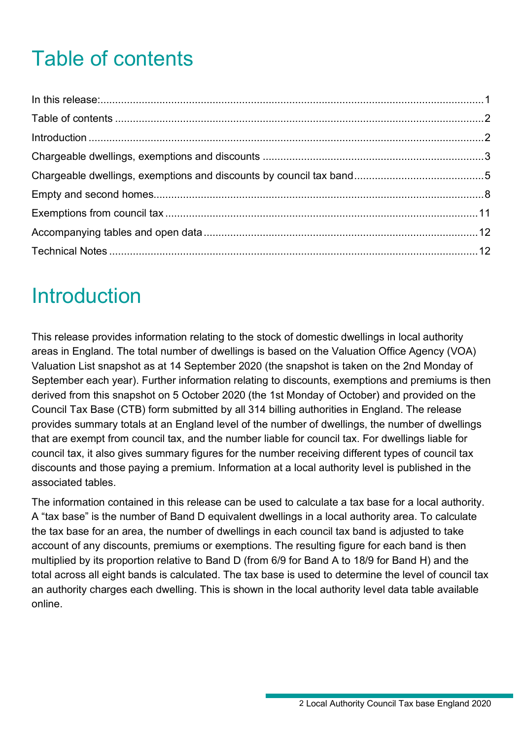# Table of contents

In this release: 1
Table of contents 2
Introduction 2
Chargeable dwellings, exemptions and discounts 3
Chargeable dwellings, exemptions and discounts by council tax band 5
Empty and second homes 8
Exemptions from council tax 11
Accompanying tables and open data 12
Technical Notes 12

# Introduction

This release provides information relating to the stock of domestic dwellings in local authority areas in England. The total number of dwellings is based on the Valuation Office Agency (VOA) Valuation List snapshot as at 14 September 2020 (the snapshot is taken on the 2nd Monday of September each year). Further information relating to discounts, exemptions and premiums is then derived from this snapshot on 5 October 2020 (the 1st Monday of October) and provided on the Council Tax Base (CTB) form submitted by all 314 billing authorities in England. The release provides summary totals at an England level of the number of dwellings, the number of dwellings that are exempt from council tax, and the number liable for council tax. For dwellings liable for council tax, it also gives summary figures for the number receiving different types of council tax discounts and those paying a premium. Information at a local authority level is published in the associated tables.

The information contained in this release can be used to calculate a tax base for a local authority. A "tax base" is the number of Band D equivalent dwellings in a local authority area. To calculate the tax base for an area, the number of dwellings in each council tax band is adjusted to take account of any discounts, premiums or exemptions. The resulting figure for each band is then multiplied by its proportion relative to Band D (from 6/9 for Band A to 18/9 for Band H) and the total across all eight bands is calculated. The tax base is used to determine the level of council tax an authority charges each dwelling. This is shown in the local authority level data table available online.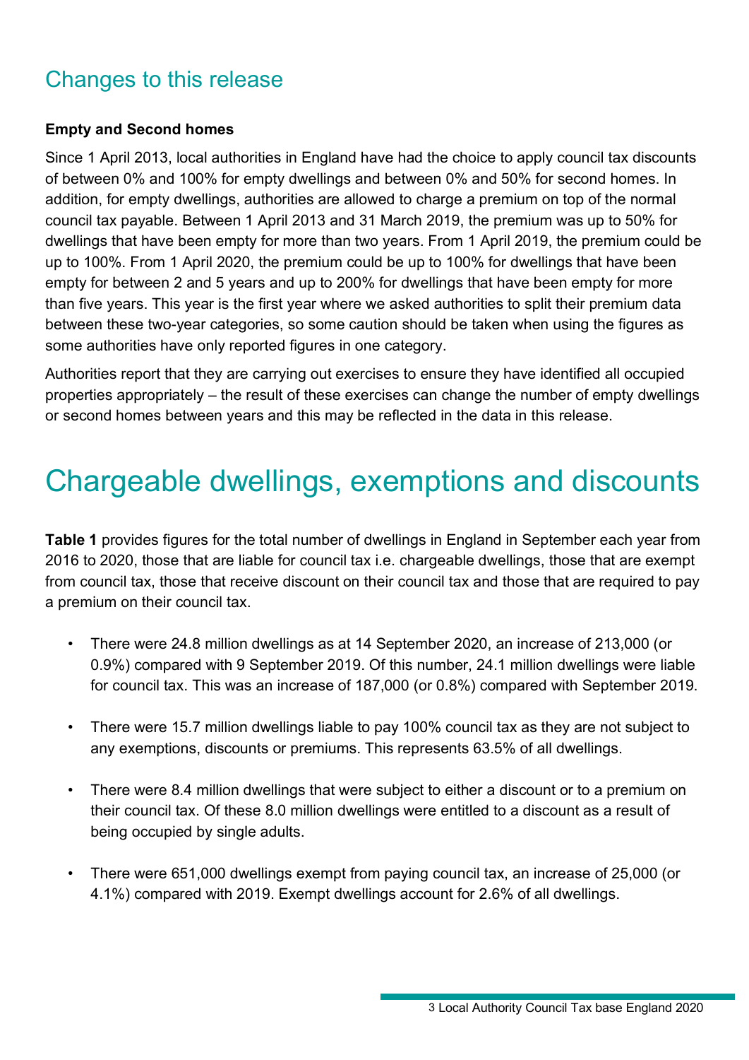## Changes to this release

**Empty and Second homes**

Since 1 April 2013, local authorities in England have had the choice to apply council tax discounts of between 0% and 100% for empty dwellings and between 0% and 50% for second homes. In addition, for empty dwellings, authorities are allowed to charge a premium on top of the normal council tax payable. Between 1 April 2013 and 31 March 2019, the premium was up to 50% for dwellings that have been empty for more than two years. From 1 April 2019, the premium could be up to 100%. From 1 April 2020, the premium could be up to 100% for dwellings that have been empty for between 2 and 5 years and up to 200% for dwellings that have been empty for more than five years. This year is the first year where we asked authorities to split their premium data between these two-year categories, so some caution should be taken when using the figures as some authorities have only reported figures in one category.

Authorities report that they are carrying out exercises to ensure they have identified all occupied properties appropriately – the result of these exercises can change the number of empty dwellings or second homes between years and this may be reflected in the data in this release.

# Chargeable dwellings, exemptions and discounts

**Table 1** provides figures for the total number of dwellings in England in September each year from 2016 to 2020, those that are liable for council tax i.e. chargeable dwellings, those that are exempt from council tax, those that receive discount on their council tax and those that are required to pay a premium on their council tax.

- There were 24.8 million dwellings as at 14 September 2020, an increase of 213,000 (or 0.9%) compared with 9 September 2019. Of this number, 24.1 million dwellings were liable for council tax. This was an increase of 187,000 (or 0.8%) compared with September 2019.
- There were 15.7 million dwellings liable to pay 100% council tax as they are not subject to any exemptions, discounts or premiums. This represents 63.5% of all dwellings.
- There were 8.4 million dwellings that were subject to either a discount or to a premium on their council tax. Of these 8.0 million dwellings were entitled to a discount as a result of being occupied by single adults.
- There were 651,000 dwellings exempt from paying council tax, an increase of 25,000 (or 4.1%) compared with 2019. Exempt dwellings account for 2.6% of all dwellings.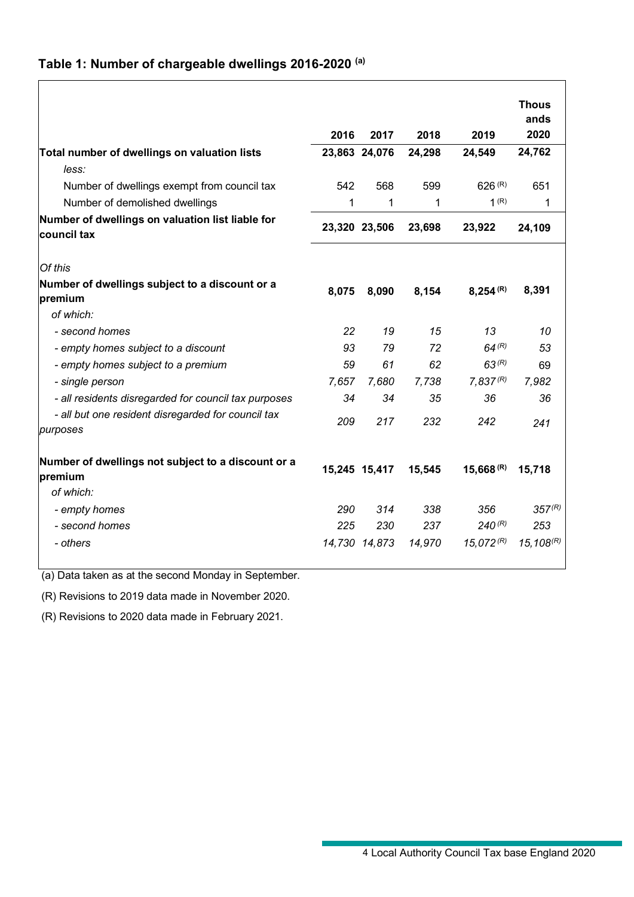## Table 1: Number of chargeable dwellings 2016-2020 [(a)]

| | 2016 | 2017 | 2018 | 2019 | Thousands 2020 |
|---|---|---|---|---|---|
| **Total number of dwellings on valuation lists** | **23,863** | **24,076** | **24,298** | **24,549** | **24,762** |
| *less:* | | | | | |
| Number of dwellings exempt from council tax | 542 | 568 | 599 | 626 (R) | 651 |
| Number of demolished dwellings | 1 | 1 | 1 | 1 (R) | 1 |
| **Number of dwellings on valuation list liable for council tax** | **23,320** | **23,506** | **23,698** | **23,922** | **24,109** |
| *Of this* | | | | | |
| **Number of dwellings subject to a discount or a premium** | **8,075** | **8,090** | **8,154** | **8,254 (R)** | **8,391** |
| *of which:* | | | | | |
| *- second homes* | *22* | *19* | *15* | *13* | *10* |
| *- empty homes subject to a discount* | *93* | *79* | *72* | *64 (R)* | *53* |
| *- empty homes subject to a premium* | *59* | *61* | *62* | *63 (R)* | *69* |
| *- single person* | *7,657* | *7,680* | *7,738* | *7,837 (R)* | *7,982* |
| *- all residents disregarded for council tax purposes* | *34* | *34* | *35* | *36* | *36* |
| *- all but one resident disregarded for council tax purposes* | *209* | *217* | *232* | *242* | *241* |
| **Number of dwellings not subject to a discount or a premium** | **15,245** | **15,417** | **15,545** | **15,668 (R)** | **15,718** |
| *of which:* | | | | | |
| *- empty homes* | *290* | *314* | *338* | *356* | *357 (R)* |
| *- second homes* | *225* | *230* | *237* | *240 (R)* | *253* |
| *- others* | *14,730* | *14,873* | *14,970* | *15,072 (R)* | *15,108 (R)* |

(a) Data taken as at the second Monday in September.

(R) Revisions to 2019 data made in November 2020.

(R) Revisions to 2020 data made in February 2021.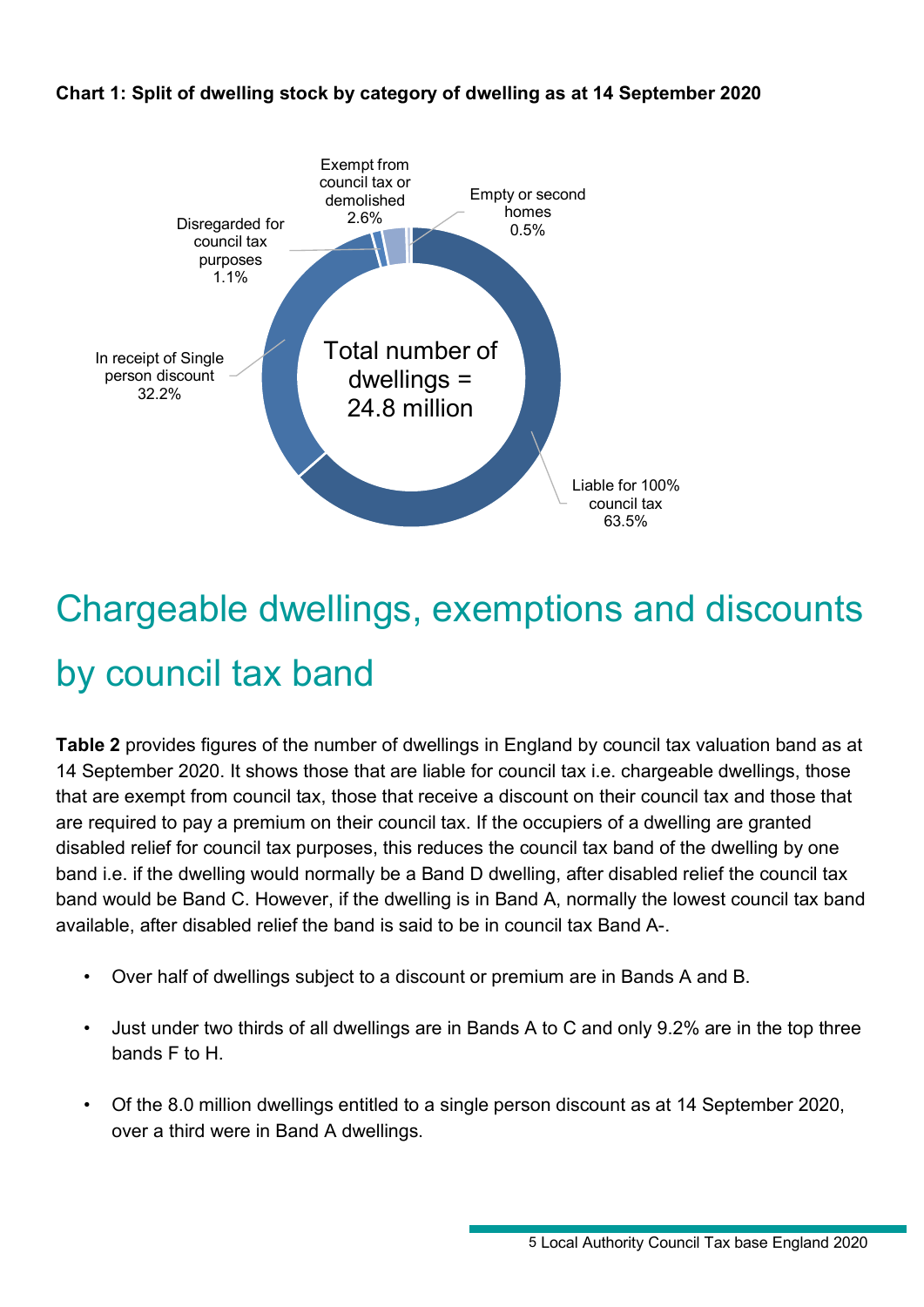**Chart 1: Split of dwelling stock by category of dwelling as at 14 September 2020**

Total number of dwellings = 24.8 million

- Liable for 100% council tax 63.5%
- In receipt of Single person discount 32.2%
- Disregarded for council tax purposes 1.1%
- Exempt from council tax or demolished 2.6%
- Empty or second homes 0.5%

# Chargeable dwellings, exemptions and discounts by council tax band

**Table 2** provides figures of the number of dwellings in England by council tax valuation band as at 14 September 2020. It shows those that are liable for council tax i.e. chargeable dwellings, those that are exempt from council tax, those that receive a discount on their council tax and those that are required to pay a premium on their council tax. If the occupiers of a dwelling are granted disabled relief for council tax purposes, this reduces the council tax band of the dwelling by one band i.e. if the dwelling would normally be a Band D dwelling, after disabled relief the council tax band would be Band C. However, if the dwelling is in Band A, normally the lowest council tax band available, after disabled relief the band is said to be in council tax Band A-.

- Over half of dwellings subject to a discount or premium are in Bands A and B.
- Just under two thirds of all dwellings are in Bands A to C and only 9.2% are in the top three bands F to H.
- Of the 8.0 million dwellings entitled to a single person discount as at 14 September 2020, over a third were in Band A dwellings.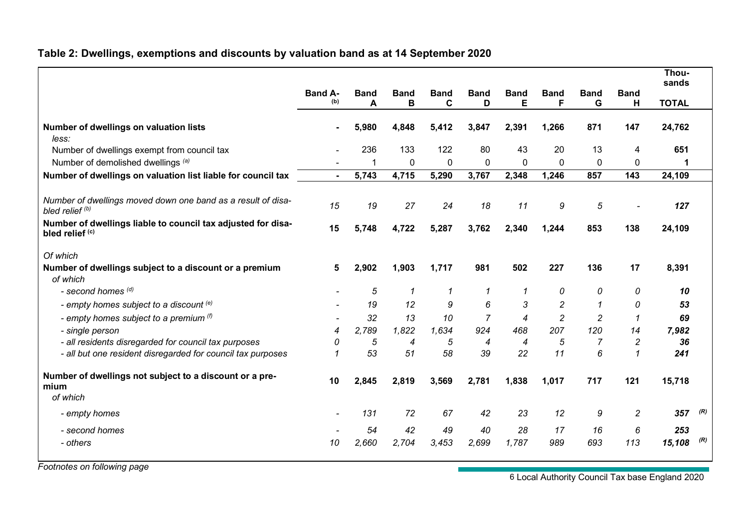## Table 2: Dwellings, exemptions and discounts by valuation band as at 14 September 2020

| | Band A-[(b)] | Band A | Band B | Band C | Band D | Band E | Band F | Band G | Band H | Thousands TOTAL |
|---|---|---|---|---|---|---|---|---|---|---|
| **Number of dwellings on valuation lists** | **-** | **5,980** | **4,848** | **5,412** | **3,847** | **2,391** | **1,266** | **871** | **147** | **24,762** |
| *less:* | | | | | | | | | | |
| Number of dwellings exempt from council tax | - | 236 | 133 | 122 | 80 | 43 | 20 | 13 | 4 | **651** |
| Number of demolished dwellings [(a)] | - | 1 | 0 | 0 | 0 | 0 | 0 | 0 | 0 | **1** |
| **Number of dwellings on valuation list liable for council tax** | **-** | **5,743** | **4,715** | **5,290** | **3,767** | **2,348** | **1,246** | **857** | **143** | **24,109** |
| *Number of dwellings moved down one band as a result of disabled relief [(b)]* | *15* | *19* | *27* | *24* | *18* | *11* | *9* | *5* | *-* | ***127*** |
| **Number of dwellings liable to council tax adjusted for disabled relief [(c)]** | **15** | **5,748** | **4,722** | **5,287** | **3,762** | **2,340** | **1,244** | **853** | **138** | **24,109** |
| *Of which* | | | | | | | | | | |
| **Number of dwellings subject to a discount or a premium** | **5** | **2,902** | **1,903** | **1,717** | **981** | **502** | **227** | **136** | **17** | **8,391** |
| *of which* | | | | | | | | | | |
| *- second homes [(d)]* | *-* | *5* | *1* | *1* | *1* | *1* | *0* | *0* | *0* | ***10*** |
| *- empty homes subject to a discount [(e)]* | *-* | *19* | *12* | *9* | *6* | *3* | *2* | *1* | *0* | ***53*** |
| *- empty homes subject to a premium [(f)]* | *-* | *32* | *13* | *10* | *7* | *4* | *2* | *2* | *1* | ***69*** |
| *- single person* | *4* | *2,789* | *1,822* | *1,634* | *924* | *468* | *207* | *120* | *14* | ***7,982*** |
| *- all residents disregarded for council tax purposes* | *0* | *5* | *4* | *5* | *4* | *4* | *5* | *7* | *2* | ***36*** |
| *- all but one resident disregarded for council tax purposes* | *1* | *53* | *51* | *58* | *39* | *22* | *11* | *6* | *1* | ***241*** |
| **Number of dwellings not subject to a discount or a premium** | **10** | **2,845** | **2,819** | **3,569** | **2,781** | **1,838** | **1,017** | **717** | **121** | **15,718** |
| *of which* | | | | | | | | | | |
| *- empty homes* | *-* | *131* | *72* | *67* | *42* | *23* | *12* | *9* | *2* | ***357*** *(R)* |
| *- second homes* | *-* | *54* | *42* | *49* | *40* | *28* | *17* | *16* | *6* | ***253*** |
| *- others* | *10* | *2,660* | *2,704* | *3,453* | *2,699* | *1,787* | *989* | *693* | *113* | ***15,108*** *(R)* |

*Footnotes on following page*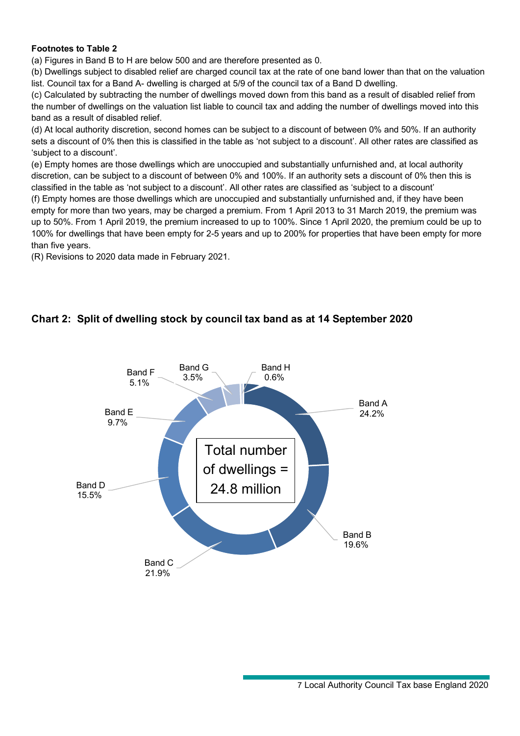**Footnotes to Table 2**

(a) Figures in Band B to H are below 500 and are therefore presented as 0.

(b) Dwellings subject to disabled relief are charged council tax at the rate of one band lower than that on the valuation list. Council tax for a Band A- dwelling is charged at 5/9 of the council tax of a Band D dwelling.

(c) Calculated by subtracting the number of dwellings moved down from this band as a result of disabled relief from the number of dwellings on the valuation list liable to council tax and adding the number of dwellings moved into this band as a result of disabled relief.

(d) At local authority discretion, second homes can be subject to a discount of between 0% and 50%. If an authority sets a discount of 0% then this is classified in the table as 'not subject to a discount'. All other rates are classified as 'subject to a discount'.

(e) Empty homes are those dwellings which are unoccupied and substantially unfurnished and, at local authority discretion, can be subject to a discount of between 0% and 100%. If an authority sets a discount of 0% then this is classified in the table as 'not subject to a discount'. All other rates are classified as 'subject to a discount'

(f) Empty homes are those dwellings which are unoccupied and substantially unfurnished and, if they have been empty for more than two years, may be charged a premium. From 1 April 2013 to 31 March 2019, the premium was up to 50%. From 1 April 2019, the premium increased to up to 100%. Since 1 April 2020, the premium could be up to 100% for dwellings that have been empty for 2-5 years and up to 200% for properties that have been empty for more than five years.

(R) Revisions to 2020 data made in February 2021.

## Chart 2: Split of dwelling stock by council tax band as at 14 September 2020

Total number of dwellings = 24.8 million

| Band | Share |
|---|---|
| Band A | 24.2% |
| Band B | 19.6% |
| Band C | 21.9% |
| Band D | 15.5% |
| Band E | 9.7% |
| Band F | 5.1% |
| Band G | 3.5% |
| Band H | 0.6% |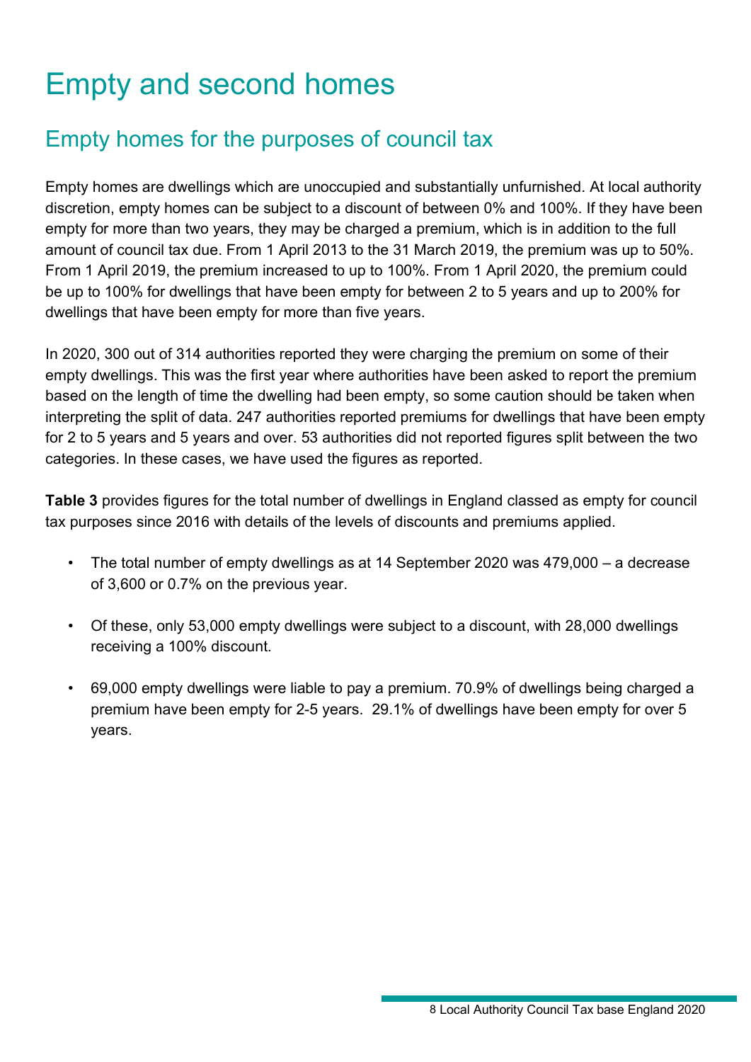# Empty and second homes

## Empty homes for the purposes of council tax

Empty homes are dwellings which are unoccupied and substantially unfurnished. At local authority discretion, empty homes can be subject to a discount of between 0% and 100%. If they have been empty for more than two years, they may be charged a premium, which is in addition to the full amount of council tax due. From 1 April 2013 to the 31 March 2019, the premium was up to 50%. From 1 April 2019, the premium increased to up to 100%. From 1 April 2020, the premium could be up to 100% for dwellings that have been empty for between 2 to 5 years and up to 200% for dwellings that have been empty for more than five years.

In 2020, 300 out of 314 authorities reported they were charging the premium on some of their empty dwellings. This was the first year where authorities have been asked to report the premium based on the length of time the dwelling had been empty, so some caution should be taken when interpreting the split of data. 247 authorities reported premiums for dwellings that have been empty for 2 to 5 years and 5 years and over. 53 authorities did not reported figures split between the two categories. In these cases, we have used the figures as reported.

**Table 3** provides figures for the total number of dwellings in England classed as empty for council tax purposes since 2016 with details of the levels of discounts and premiums applied.

- The total number of empty dwellings as at 14 September 2020 was 479,000 – a decrease of 3,600 or 0.7% on the previous year.
- Of these, only 53,000 empty dwellings were subject to a discount, with 28,000 dwellings receiving a 100% discount.
- 69,000 empty dwellings were liable to pay a premium. 70.9% of dwellings being charged a premium have been empty for 2-5 years. 29.1% of dwellings have been empty for over 5 years.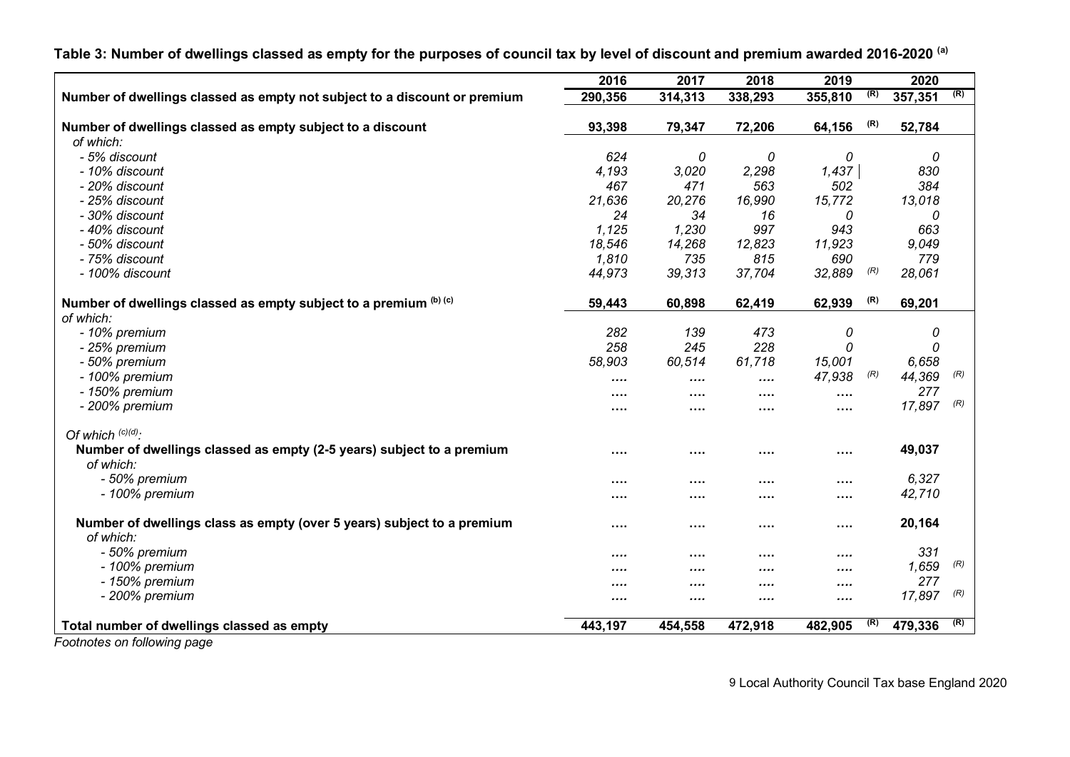**Table 3: Number of dwellings classed as empty for the purposes of council tax by level of discount and premium awarded 2016-2020** [(a)]

| | 2016 | 2017 | 2018 | 2019 | 2020 |
|---|---|---|---|---|---|
| **Number of dwellings classed as empty not subject to a discount or premium** | **290,356** | **314,313** | **338,293** | **355,810** (R) | **357,351** (R) |
| | | | | | |
| **Number of dwellings classed as empty subject to a discount** | **93,398** | **79,347** | **72,206** | **64,156** (R) | **52,784** |
| *of which:* | | | | | |
| *- 5% discount* | *624* | *0* | *0* | *0* | *0* |
| *- 10% discount* | *4,193* | *3,020* | *2,298* | *1,437* | *830* |
| *- 20% discount* | *467* | *471* | *563* | *502* | *384* |
| *- 25% discount* | *21,636* | *20,276* | *16,990* | *15,772* | *13,018* |
| *- 30% discount* | *24* | *34* | *16* | *0* | *0* |
| *- 40% discount* | *1,125* | *1,230* | *997* | *943* | *663* |
| *- 50% discount* | *18,546* | *14,268* | *12,823* | *11,923* | *9,049* |
| *- 75% discount* | *1,810* | *735* | *815* | *690* | *779* |
| *- 100% discount* | *44,973* | *39,313* | *37,704* | *32,889* (R) | *28,061* |
| | | | | | |
| **Number of dwellings classed as empty subject to a premium** [(b) (c)] | **59,443** | **60,898** | **62,419** | **62,939** (R) | **69,201** |
| *of which:* | | | | | |
| *- 10% premium* | *282* | *139* | *473* | *0* | *0* |
| *- 25% premium* | *258* | *245* | *228* | *0* | *0* |
| *- 50% premium* | *58,903* | *60,514* | *61,718* | *15,001* | *6,658* |
| *- 100% premium* | .... | .... | .... | *47,938* (R) | *44,369* (R) |
| *- 150% premium* | .... | .... | .... | .... | *277* |
| *- 200% premium* | .... | .... | .... | .... | *17,897* (R) |
| | | | | | |
| *Of which* [(c)(d)]*:* | | | | | |
| **Number of dwellings classed as empty (2-5 years) subject to a premium** | .... | .... | .... | .... | **49,037** |
| *of which:* | | | | | |
| *- 50% premium* | .... | .... | .... | .... | *6,327* |
| *- 100% premium* | .... | .... | .... | .... | *42,710* |
| | | | | | |
| **Number of dwellings class as empty (over 5 years) subject to a premium** | .... | .... | .... | .... | **20,164** |
| *of which:* | | | | | |
| *- 50% premium* | .... | .... | .... | .... | *331* |
| *- 100% premium* | .... | .... | .... | .... | *1,659* (R) |
| *- 150% premium* | .... | .... | .... | .... | *277* |
| *- 200% premium* | .... | .... | .... | .... | *17,897* (R) |
| | | | | | |
| **Total number of dwellings classed as empty** | **443,197** | **454,558** | **472,918** | **482,905** (R) | **479,336** (R) |

*Footnotes on following page*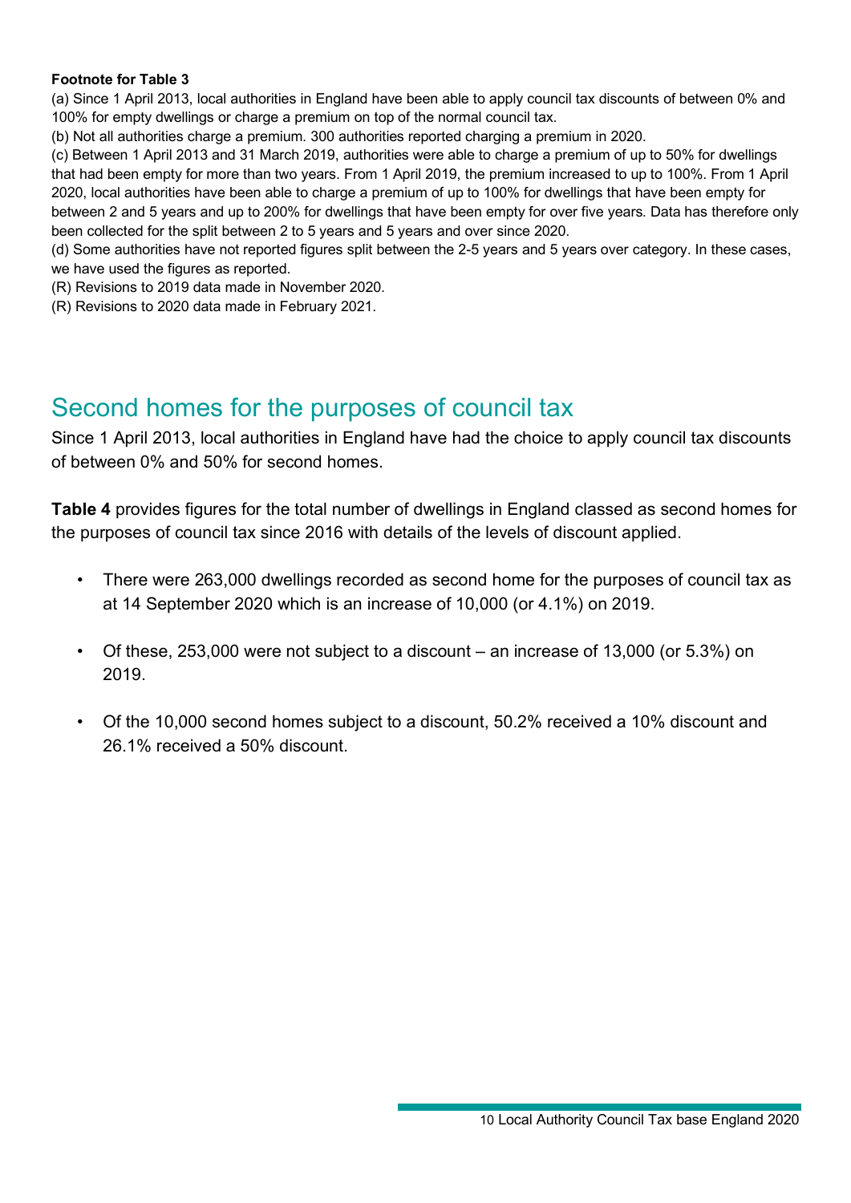**Footnote for Table 3**

(a) Since 1 April 2013, local authorities in England have been able to apply council tax discounts of between 0% and 100% for empty dwellings or charge a premium on top of the normal council tax.

(b) Not all authorities charge a premium. 300 authorities reported charging a premium in 2020.

(c) Between 1 April 2013 and 31 March 2019, authorities were able to charge a premium of up to 50% for dwellings that had been empty for more than two years. From 1 April 2019, the premium increased to up to 100%. From 1 April 2020, local authorities have been able to charge a premium of up to 100% for dwellings that have been empty for between 2 and 5 years and up to 200% for dwellings that have been empty for over five years. Data has therefore only been collected for the split between 2 to 5 years and 5 years and over since 2020.

(d) Some authorities have not reported figures split between the 2-5 years and 5 years over category. In these cases, we have used the figures as reported.

(R) Revisions to 2019 data made in November 2020.

(R) Revisions to 2020 data made in February 2021.

## Second homes for the purposes of council tax

Since 1 April 2013, local authorities in England have had the choice to apply council tax discounts of between 0% and 50% for second homes.

**Table 4** provides figures for the total number of dwellings in England classed as second homes for the purposes of council tax since 2016 with details of the levels of discount applied.

- There were 263,000 dwellings recorded as second home for the purposes of council tax as at 14 September 2020 which is an increase of 10,000 (or 4.1%) on 2019.
- Of these, 253,000 were not subject to a discount – an increase of 13,000 (or 5.3%) on 2019.
- Of the 10,000 second homes subject to a discount, 50.2% received a 10% discount and 26.1% received a 50% discount.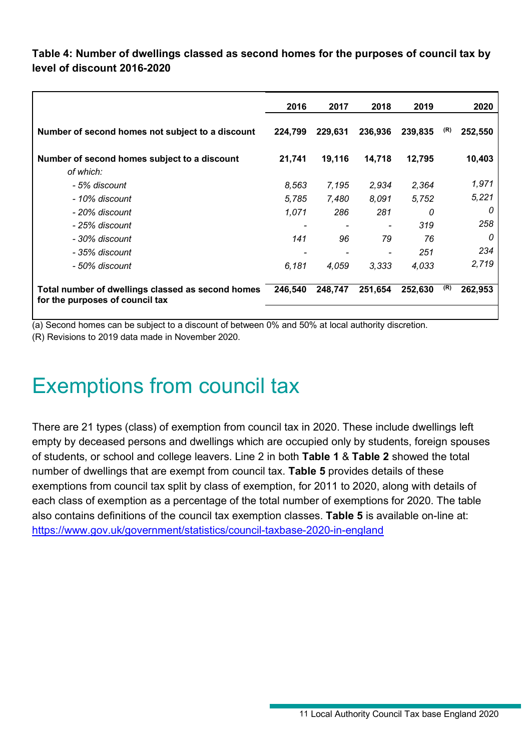**Table 4: Number of dwellings classed as second homes for the purposes of council tax by level of discount 2016-2020**

| | 2016 | 2017 | 2018 | 2019 | | 2020 |
|---|---|---|---|---|---|---|
| **Number of second homes not subject to a discount** | **224,799** | **229,631** | **236,936** | **239,835** | (R) | **252,550** |
| **Number of second homes subject to a discount** | **21,741** | **19,116** | **14,718** | **12,795** | | **10,403** |
| *of which:* | | | | | | |
| *- 5% discount* | *8,563* | *7,195* | *2,934* | *2,364* | | *1,971* |
| *- 10% discount* | *5,785* | *7,480* | *8,091* | *5,752* | | *5,221* |
| *- 20% discount* | *1,071* | *286* | *281* | *0* | | *0* |
| *- 25% discount* | *-* | *-* | *-* | *319* | | *258* |
| *- 30% discount* | *141* | *96* | *79* | *76* | | *0* |
| *- 35% discount* | *-* | *-* | *-* | *251* | | *234* |
| *- 50% discount* | *6,181* | *4,059* | *3,333* | *4,033* | | *2,719* |
| **Total number of dwellings classed as second homes for the purposes of council tax** | **246,540** | **248,747** | **251,654** | **252,630** | (R) | **262,953** |

(a) Second homes can be subject to a discount of between 0% and 50% at local authority discretion.
(R) Revisions to 2019 data made in November 2020.

# Exemptions from council tax

There are 21 types (class) of exemption from council tax in 2020. These include dwellings left empty by deceased persons and dwellings which are occupied only by students, foreign spouses of students, or school and college leavers. Line 2 in both **Table 1** & **Table 2** showed the total number of dwellings that are exempt from council tax. **Table 5** provides details of these exemptions from council tax split by class of exemption, for 2011 to 2020, along with details of each class of exemption as a percentage of the total number of exemptions for 2020. The table also contains definitions of the council tax exemption classes. **Table 5** is available on-line at: https://www.gov.uk/government/statistics/council-taxbase-2020-in-england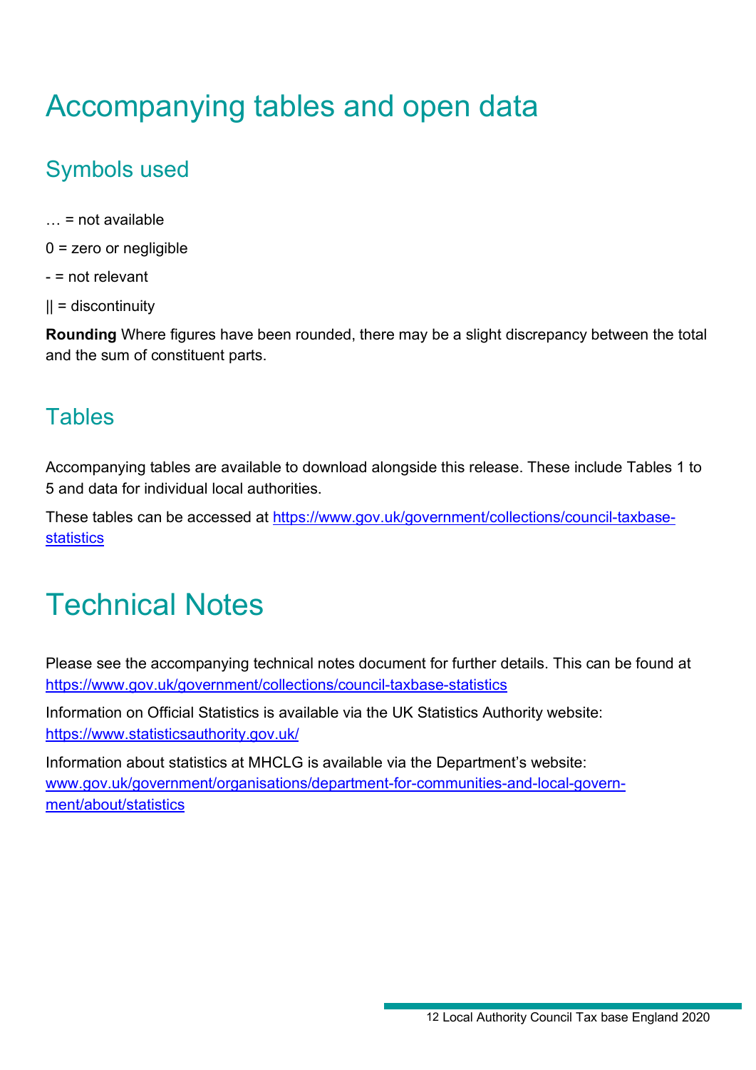# Accompanying tables and open data

## Symbols used

… = not available

0 = zero or negligible

- = not relevant

|| = discontinuity

**Rounding** Where figures have been rounded, there may be a slight discrepancy between the total and the sum of constituent parts.

## Tables

Accompanying tables are available to download alongside this release. These include Tables 1 to 5 and data for individual local authorities.

These tables can be accessed at https://www.gov.uk/government/collections/council-taxbase-statistics

# Technical Notes

Please see the accompanying technical notes document for further details. This can be found at https://www.gov.uk/government/collections/council-taxbase-statistics

Information on Official Statistics is available via the UK Statistics Authority website: https://www.statisticsauthority.gov.uk/

Information about statistics at MHCLG is available via the Department's website: www.gov.uk/government/organisations/department-for-communities-and-local-government/about/statistics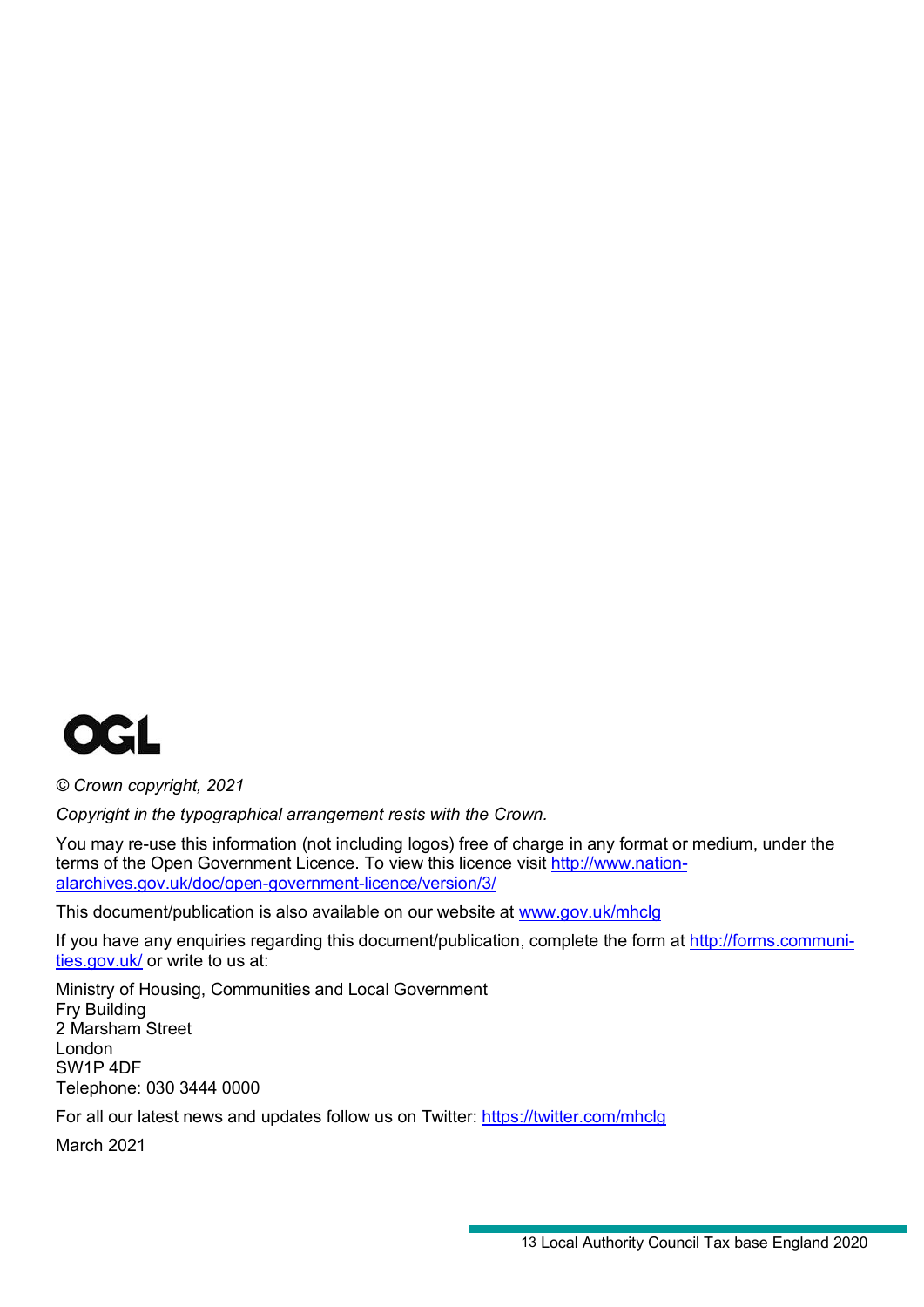OGL

*© Crown copyright, 2021*

*Copyright in the typographical arrangement rests with the Crown.*

You may re-use this information (not including logos) free of charge in any format or medium, under the terms of the Open Government Licence. To view this licence visit http://www.nationalarchives.gov.uk/doc/open-government-licence/version/3/

This document/publication is also available on our website at www.gov.uk/mhclg

If you have any enquiries regarding this document/publication, complete the form at http://forms.communities.gov.uk/ or write to us at:

Ministry of Housing, Communities and Local Government
Fry Building
2 Marsham Street
London
SW1P 4DF
Telephone: 030 3444 0000

For all our latest news and updates follow us on Twitter: https://twitter.com/mhclg

March 2021